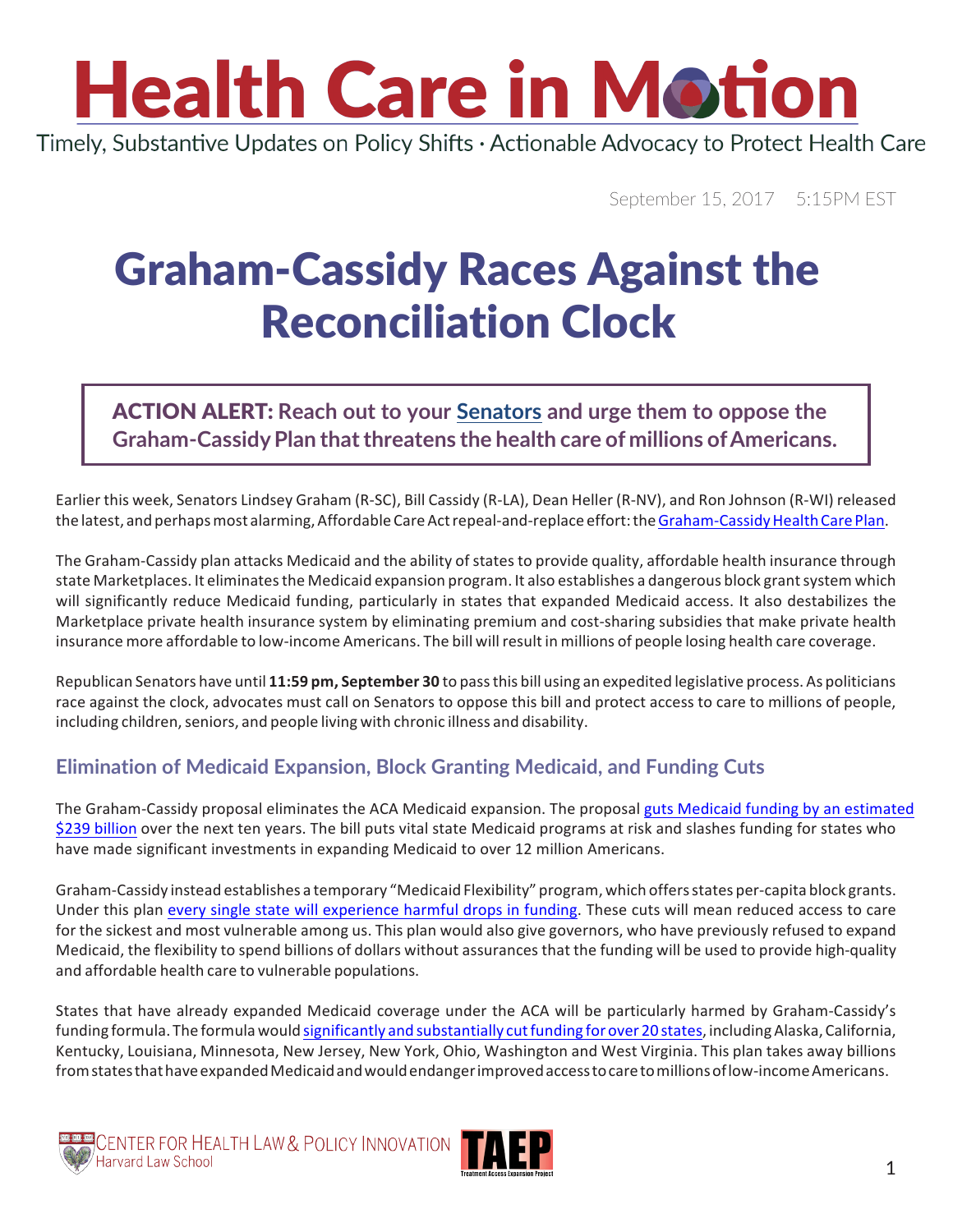# Health Care in Motion

Timely, Substantive Updates on Policy Shifts · Actionable Advocacy to Protect Health Care

September 15, 2017 5:15PM EST

# Graham-Cassidy Races Against the Reconciliation Clock

**ACTION ALERT: Reach out to your Senators and urge them to oppose the Graham-Cassidy Plan that threatens the health care of millions of Americans.**

Earlier this week, Senators Lindsey Graham (R-SC), Bill Cassidy (R-LA), Dean Heller (R-NV), and Ron Johnson (R-WI) released the latest, and perhaps most alarming, Affordable Care Act repeal-and-replace effort: the Graham-Cassidy Health Care Plan.

The Graham-Cassidy plan attacks Medicaid and the ability of states to provide quality, affordable health insurance through state Marketplaces. It eliminates the Medicaid expansion program. It also establishes a dangerous block grant system which will significantly reduce Medicaid funding, particularly in states that expanded Medicaid access. It also destabilizes the Marketplace private health insurance system by eliminating premium and cost-sharing subsidies that make private health insurance more affordable to low-income Americans. The bill will result in millions of people losing health care coverage.

Republican Senators have until **11:59 pm, September 30** to pass this bill using an expedited legislative process. As politicians race against the clock, advocates must call on Senators to oppose this bill and protect access to care to millions of people, including children, seniors, and people living with chronic illness and disability.

## Elimination of Medicaid Expansion, Block Granting Medicaid, and Funding Cuts

The Graham-Cassidy proposal eliminates the ACA Medicaid expansion. The proposal guts Medicaid funding by an estimated $239 billion over the next ten years. The bill puts vital state Medicaid programs at risk and slashes funding for states who have made significant investments in expanding Medicaid to over 12 million Americans.

Graham-Cassidy instead establishes a temporary "Medicaid Flexibility" program, which offers states per-capita block grants. Under this plan every single state will experience harmful drops in funding. These cuts will mean reduced access to care for the sickest and most vulnerable among us. This plan would also give governors, who have previously refused to expand Medicaid, the flexibility to spend billions of dollars without assurances that the funding will be used to provide high-quality and affordable health care to vulnerable populations.

States that have already expanded Medicaid coverage under the ACA will be particularly harmed by Graham-Cassidy's funding formula. The formula would significantly and substantially cut funding for over 20 states, including Alaska, California, Kentucky, Louisiana, Minnesota, New Jersey, New York, Ohio, Washington and West Virginia. This plan takes away billions from states that have expanded Medicaid and would endanger improved access to care to millions of low-income Americans.

CENTER FOR HEALTH LAW & POLICY INNOVATION Harvard Law School

TAEP Treatment Access Expansion Project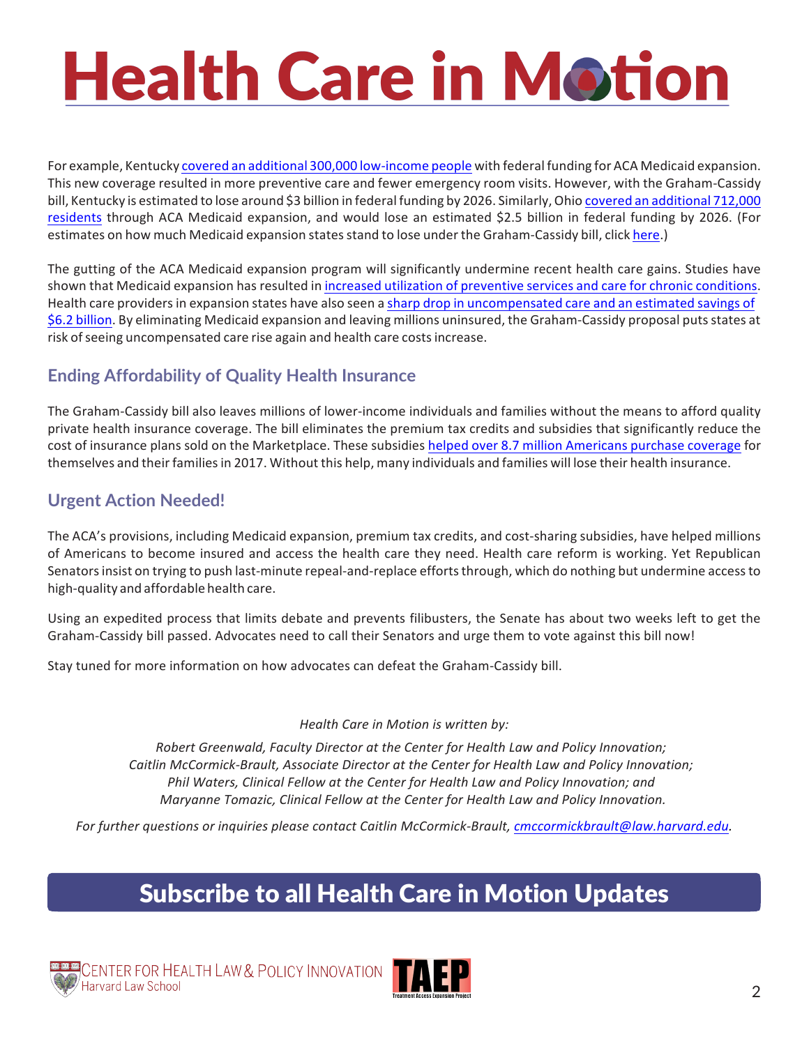# Health Care in Motion

For example, Kentucky covered an additional 300,000 low-income people with federal funding for ACA Medicaid expansion. This new coverage resulted in more preventive care and fewer emergency room visits. However, with the Graham-Cassidy bill, Kentucky is estimated to lose around $3 billion in federal funding by 2026. Similarly, Ohio covered an additional 712,000 residents through ACA Medicaid expansion, and would lose an estimated $2.5 billion in federal funding by 2026. (For estimates on how much Medicaid expansion states stand to lose under the Graham-Cassidy bill, click here.)

The gutting of the ACA Medicaid expansion program will significantly undermine recent health care gains. Studies have shown that Medicaid expansion has resulted in increased utilization of preventive services and care for chronic conditions. Health care providers in expansion states have also seen a sharp drop in uncompensated care and an estimated savings of $6.2 billion. By eliminating Medicaid expansion and leaving millions uninsured, the Graham-Cassidy proposal puts states at risk of seeing uncompensated care rise again and health care costs increase.

## Ending Affordability of Quality Health Insurance

The Graham-Cassidy bill also leaves millions of lower-income individuals and families without the means to afford quality private health insurance coverage. The bill eliminates the premium tax credits and subsidies that significantly reduce the cost of insurance plans sold on the Marketplace. These subsidies helped over 8.7 million Americans purchase coverage for themselves and their families in 2017. Without this help, many individuals and families will lose their health insurance.

## Urgent Action Needed!

The ACA's provisions, including Medicaid expansion, premium tax credits, and cost-sharing subsidies, have helped millions of Americans to become insured and access the health care they need. Health care reform is working. Yet Republican Senators insist on trying to push last-minute repeal-and-replace efforts through, which do nothing but undermine access to high-quality and affordable health care.

Using an expedited process that limits debate and prevents filibusters, the Senate has about two weeks left to get the Graham-Cassidy bill passed. Advocates need to call their Senators and urge them to vote against this bill now!

Stay tuned for more information on how advocates can defeat the Graham-Cassidy bill.

*Health Care in Motion is written by:*

*Robert Greenwald, Faculty Director at the Center for Health Law and Policy Innovation;*
*Caitlin McCormick-Brault, Associate Director at the Center for Health Law and Policy Innovation;*
*Phil Waters, Clinical Fellow at the Center for Health Law and Policy Innovation; and*
*Maryanne Tomazic, Clinical Fellow at the Center for Health Law and Policy Innovation.*

*For further questions or inquiries please contact Caitlin McCormick-Brault, cmccormickbrault@law.harvard.edu.*

**Subscribe to all Health Care in Motion Updates**

Center for Health Law & Policy Innovation
Harvard Law School

TAEP
Treatment Access Expansion Project